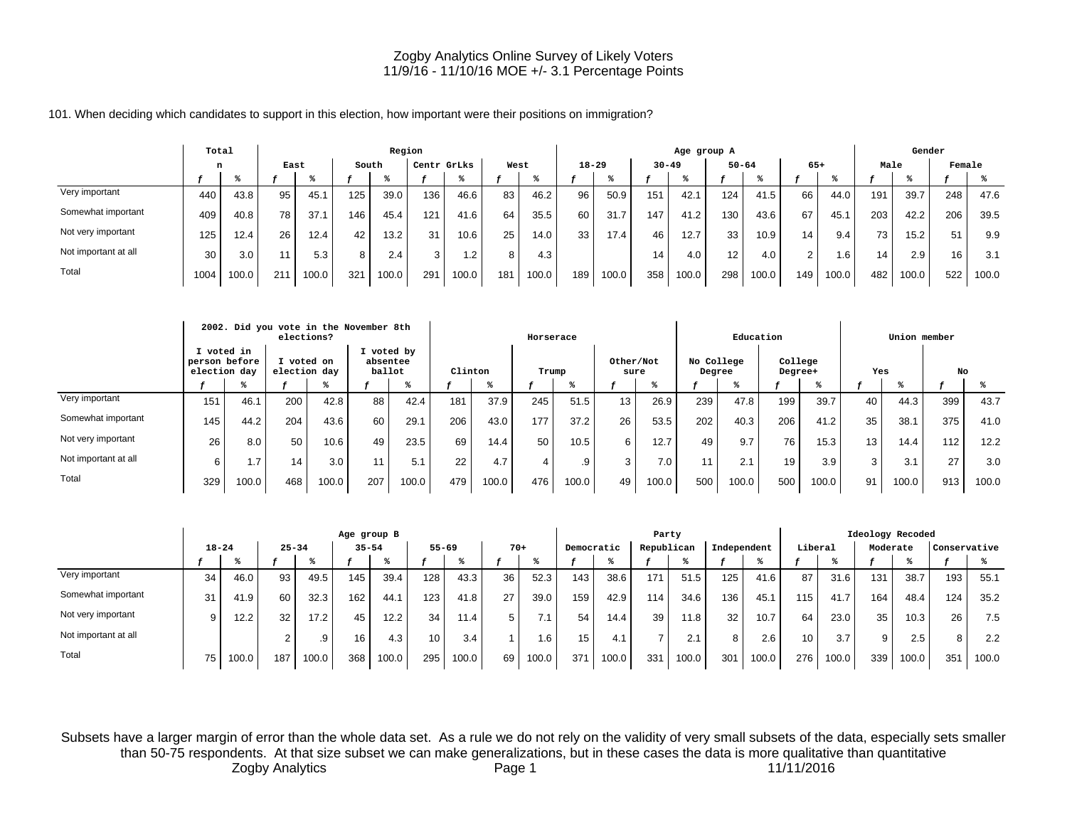# Zogby Analytics Online Survey of Likely Voters
11/9/16 - 11/10/16 MOE +/- 3.1 Percentage Points

101. When deciding which candidates to support in this election, how important were their positions on immigration?

| | Total | | Region | | | | | | | | Age group A | | | | | | | | Gender | | | |
|---|---|---|---|---|---|---|---|---|---|---|---|---|---|---|---|---|---|---|---|---|---|---|
| | n | | East | | South | | Centr GrLks | | West | | 18-29 | | 30-49 | | 50-64 | | 65+ | | Male | | Female | |
| | f | % | f | % | f | % | f | % | f | % | f | % | f | % | f | % | f | % | f | % | f | % |
| Very important | 440 | 43.8 | 95 | 45.1 | 125 | 39.0 | 136 | 46.6 | 83 | 46.2 | 96 | 50.9 | 151 | 42.1 | 124 | 41.5 | 66 | 44.0 | 191 | 39.7 | 248 | 47.6 |
| Somewhat important | 409 | 40.8 | 78 | 37.1 | 146 | 45.4 | 121 | 41.6 | 64 | 35.5 | 60 | 31.7 | 147 | 41.2 | 130 | 43.6 | 67 | 45.1 | 203 | 42.2 | 206 | 39.5 |
| Not very important | 125 | 12.4 | 26 | 12.4 | 42 | 13.2 | 31 | 10.6 | 25 | 14.0 | 33 | 17.4 | 46 | 12.7 | 33 | 10.9 | 14 | 9.4 | 73 | 15.2 | 51 | 9.9 |
| Not important at all | 30 | 3.0 | 11 | 5.3 | 8 | 2.4 | 3 | 1.2 | 8 | 4.3 | | | 14 | 4.0 | 12 | 4.0 | 2 | 1.6 | 14 | 2.9 | 16 | 3.1 |
| Total | 1004 | 100.0 | 211 | 100.0 | 321 | 100.0 | 291 | 100.0 | 181 | 100.0 | 189 | 100.0 | 358 | 100.0 | 298 | 100.0 | 149 | 100.0 | 482 | 100.0 | 522 | 100.0 |

| | 2002. Did you vote in the November 8th elections? | | | | | | Horserace | | | | | | Education | | | | Union member | | | |
|---|---|---|---|---|---|---|---|---|---|---|---|---|---|---|---|---|---|---|---|---|
| | I voted in person before election day | | I voted on election day | | I voted by absentee ballot | | Clinton | | Trump | | Other/Not sure | | No College Degree | | College Degree+ | | Yes | | No | |
| | f | % | f | % | f | % | f | % | f | % | f | % | f | % | f | % | f | % | f | % |
| Very important | 151 | 46.1 | 200 | 42.8 | 88 | 42.4 | 181 | 37.9 | 245 | 51.5 | 13 | 26.9 | 239 | 47.8 | 199 | 39.7 | 40 | 44.3 | 399 | 43.7 |
| Somewhat important | 145 | 44.2 | 204 | 43.6 | 60 | 29.1 | 206 | 43.0 | 177 | 37.2 | 26 | 53.5 | 202 | 40.3 | 206 | 41.2 | 35 | 38.1 | 375 | 41.0 |
| Not very important | 26 | 8.0 | 50 | 10.6 | 49 | 23.5 | 69 | 14.4 | 50 | 10.5 | 6 | 12.7 | 49 | 9.7 | 76 | 15.3 | 13 | 14.4 | 112 | 12.2 |
| Not important at all | 6 | 1.7 | 14 | 3.0 | 11 | 5.1 | 22 | 4.7 | 4 | .9 | 3 | 7.0 | 11 | 2.1 | 19 | 3.9 | 3 | 3.1 | 27 | 3.0 |
| Total | 329 | 100.0 | 468 | 100.0 | 207 | 100.0 | 479 | 100.0 | 476 | 100.0 | 49 | 100.0 | 500 | 100.0 | 500 | 100.0 | 91 | 100.0 | 913 | 100.0 |

| | Age group B | | | | | | | | | | Party | | | | | | Ideology Recoded | | | | | |
|---|---|---|---|---|---|---|---|---|---|---|---|---|---|---|---|---|---|---|---|---|---|---|
| | 18-24 | | 25-34 | | 35-54 | | 55-69 | | 70+ | | Democratic | | Republican | | Independent | | Liberal | | Moderate | | Conservative | |
| | f | % | f | % | f | % | f | % | f | % | f | % | f | % | f | % | f | % | f | % | f | % |
| Very important | 34 | 46.0 | 93 | 49.5 | 145 | 39.4 | 128 | 43.3 | 36 | 52.3 | 143 | 38.6 | 171 | 51.5 | 125 | 41.6 | 87 | 31.6 | 131 | 38.7 | 193 | 55.1 |
| Somewhat important | 31 | 41.9 | 60 | 32.3 | 162 | 44.1 | 123 | 41.8 | 27 | 39.0 | 159 | 42.9 | 114 | 34.6 | 136 | 45.1 | 115 | 41.7 | 164 | 48.4 | 124 | 35.2 |
| Not very important | 9 | 12.2 | 32 | 17.2 | 45 | 12.2 | 34 | 11.4 | 5 | 7.1 | 54 | 14.4 | 39 | 11.8 | 32 | 10.7 | 64 | 23.0 | 35 | 10.3 | 26 | 7.5 |
| Not important at all | | | 2 | .9 | 16 | 4.3 | 10 | 3.4 | 1 | 1.6 | 15 | 4.1 | 7 | 2.1 | 8 | 2.6 | 10 | 3.7 | 9 | 2.5 | 8 | 2.2 |
| Total | 75 | 100.0 | 187 | 100.0 | 368 | 100.0 | 295 | 100.0 | 69 | 100.0 | 371 | 100.0 | 331 | 100.0 | 301 | 100.0 | 276 | 100.0 | 339 | 100.0 | 351 | 100.0 |

Subsets have a larger margin of error than the whole data set. As a rule we do not rely on the validity of very small subsets of the data, especially sets smaller than 50-75 respondents. At that size subset we can make generalizations, but in these cases the data is more qualitative than quantitative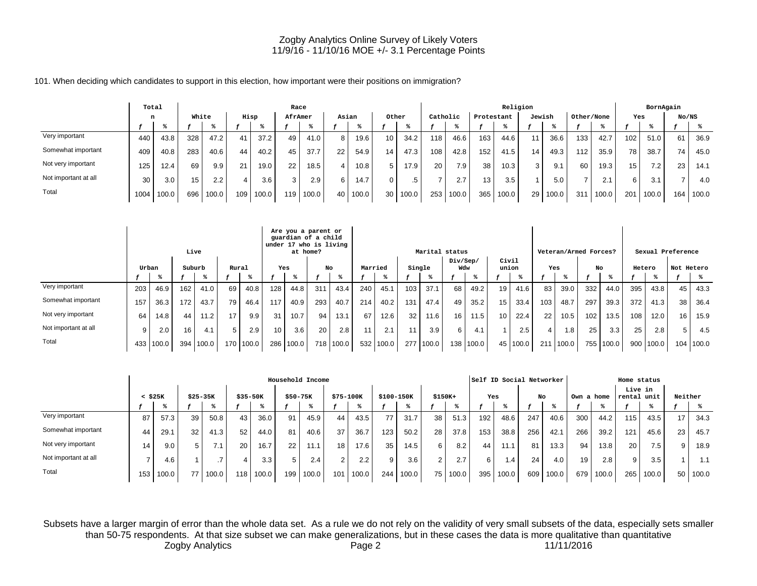Zogby Analytics Online Survey of Likely Voters
11/9/16 - 11/10/16 MOE +/- 3.1 Percentage Points

101. When deciding which candidates to support in this election, how important were their positions on immigration?

| | Total | | Race | | | | | | | | | | Religion | | | | | | | | BornAgain | | | |
|---|---|---|---|---|---|---|---|---|---|---|---|---|---|---|---|---|---|---|---|---|---|---|---|---|
| | n | | White | | Hisp | | AfrAmer | | Asian | | Other | | Catholic | | Protestant | | Jewish | | Other/None | | Yes | | No/NS | |
| | f | % | f | % | f | % | f | % | f | % | f | % | f | % | f | % | f | % | f | % | f | % | f | % |
| Very important | 440 | 43.8 | 328 | 47.2 | 41 | 37.2 | 49 | 41.0 | 8 | 19.6 | 10 | 34.2 | 118 | 46.6 | 163 | 44.6 | 11 | 36.6 | 133 | 42.7 | 102 | 51.0 | 61 | 36.9 |
| Somewhat important | 409 | 40.8 | 283 | 40.6 | 44 | 40.2 | 45 | 37.7 | 22 | 54.9 | 14 | 47.3 | 108 | 42.8 | 152 | 41.5 | 14 | 49.3 | 112 | 35.9 | 78 | 38.7 | 74 | 45.0 |
| Not very important | 125 | 12.4 | 69 | 9.9 | 21 | 19.0 | 22 | 18.5 | 4 | 10.8 | 5 | 17.9 | 20 | 7.9 | 38 | 10.3 | 3 | 9.1 | 60 | 19.3 | 15 | 7.2 | 23 | 14.1 |
| Not important at all | 30 | 3.0 | 15 | 2.2 | 4 | 3.6 | 3 | 2.9 | 6 | 14.7 | 0 | .5 | 7 | 2.7 | 13 | 3.5 | 1 | 5.0 | 7 | 2.1 | 6 | 3.1 | 7 | 4.0 |
| Total | 1004 | 100.0 | 696 | 100.0 | 109 | 100.0 | 119 | 100.0 | 40 | 100.0 | 30 | 100.0 | 253 | 100.0 | 365 | 100.0 | 29 | 100.0 | 311 | 100.0 | 201 | 100.0 | 164 | 100.0 |

| | Live | | | | | | Are you a parent or guardian of a child under 17 who is living at home? | | | | Marital status | | | | | | | | Veteran/Armed Forces? | | | | Sexual Preference | | | |
|---|---|---|---|---|---|---|---|---|---|---|---|---|---|---|---|---|---|---|---|---|---|---|---|---|---|---|
| | Urban | | Suburb | | Rural | | Yes | | No | | Married | | Single | | Div/Sep/Wdw | | Civil union | | Yes | | No | | Hetero | | Not Hetero | |
| | f | % | f | % | f | % | f | % | f | % | f | % | f | % | f | % | f | % | f | % | f | % | f | % | f | % |
| Very important | 203 | 46.9 | 162 | 41.0 | 69 | 40.8 | 128 | 44.8 | 311 | 43.4 | 240 | 45.1 | 103 | 37.1 | 68 | 49.2 | 19 | 41.6 | 83 | 39.0 | 332 | 44.0 | 395 | 43.8 | 45 | 43.3 |
| Somewhat important | 157 | 36.3 | 172 | 43.7 | 79 | 46.4 | 117 | 40.9 | 293 | 40.7 | 214 | 40.2 | 131 | 47.4 | 49 | 35.2 | 15 | 33.4 | 103 | 48.7 | 297 | 39.3 | 372 | 41.3 | 38 | 36.4 |
| Not very important | 64 | 14.8 | 44 | 11.2 | 17 | 9.9 | 31 | 10.7 | 94 | 13.1 | 67 | 12.6 | 32 | 11.6 | 16 | 11.5 | 10 | 22.4 | 22 | 10.5 | 102 | 13.5 | 108 | 12.0 | 16 | 15.9 |
| Not important at all | 9 | 2.0 | 16 | 4.1 | 5 | 2.9 | 10 | 3.6 | 20 | 2.8 | 11 | 2.1 | 11 | 3.9 | 6 | 4.1 | 1 | 2.5 | 4 | 1.8 | 25 | 3.3 | 25 | 2.8 | 5 | 4.5 |
| Total | 433 | 100.0 | 394 | 100.0 | 170 | 100.0 | 286 | 100.0 | 718 | 100.0 | 532 | 100.0 | 277 | 100.0 | 138 | 100.0 | 45 | 100.0 | 211 | 100.0 | 755 | 100.0 | 900 | 100.0 | 104 | 100.0 |

| | Household Income | | | | | | | | | | | | | | Self ID Social Networker | | | | Home status | | | | | |
|---|---|---|---|---|---|---|---|---|---|---|---|---|---|---|---|---|---|---|---|---|---|---|---|---|
| | < $25K | | $25-35K | | $35-50K | | $50-75K | | $75-100K | | $100-150K | | $150K+ | | Yes | | No | | Own a home | | Live in rental unit | | Neither | |
| | f | % | f | % | f | % | f | % | f | % | f | % | f | % | f | % | f | % | f | % | f | % | f | % |
| Very important | 87 | 57.3 | 39 | 50.8 | 43 | 36.0 | 91 | 45.9 | 44 | 43.5 | 77 | 31.7 | 38 | 51.3 | 192 | 48.6 | 247 | 40.6 | 300 | 44.2 | 115 | 43.5 | 17 | 34.3 |
| Somewhat important | 44 | 29.1 | 32 | 41.3 | 52 | 44.0 | 81 | 40.6 | 37 | 36.7 | 123 | 50.2 | 28 | 37.8 | 153 | 38.8 | 256 | 42.1 | 266 | 39.2 | 121 | 45.6 | 23 | 45.7 |
| Not very important | 14 | 9.0 | 5 | 7.1 | 20 | 16.7 | 22 | 11.1 | 18 | 17.6 | 35 | 14.5 | 6 | 8.2 | 44 | 11.1 | 81 | 13.3 | 94 | 13.8 | 20 | 7.5 | 9 | 18.9 |
| Not important at all | 7 | 4.6 | 1 | .7 | 4 | 3.3 | 5 | 2.4 | 2 | 2.2 | 9 | 3.6 | 2 | 2.7 | 6 | 1.4 | 24 | 4.0 | 19 | 2.8 | 9 | 3.5 | 1 | 1.1 |
| Total | 153 | 100.0 | 77 | 100.0 | 118 | 100.0 | 199 | 100.0 | 101 | 100.0 | 244 | 100.0 | 75 | 100.0 | 395 | 100.0 | 609 | 100.0 | 679 | 100.0 | 265 | 100.0 | 50 | 100.0 |

Subsets have a larger margin of error than the whole data set. As a rule we do not rely on the validity of very small subsets of the data, especially sets smaller than 50-75 respondents. At that size subset we can make generalizations, but in these cases the data is more qualitative than quantitative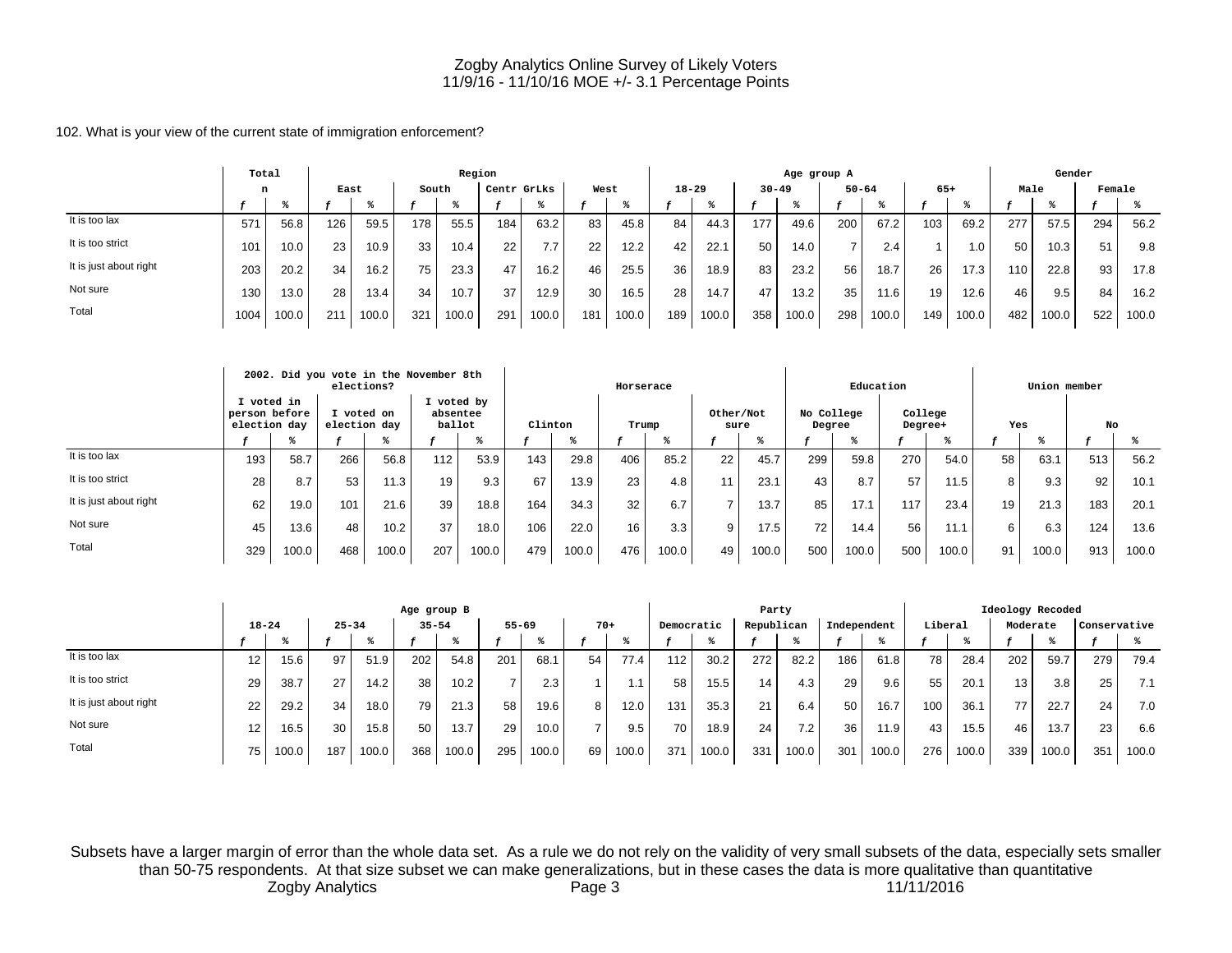Zogby Analytics Online Survey of Likely Voters
11/9/16 - 11/10/16 MOE +/- 3.1 Percentage Points

102. What is your view of the current state of immigration enforcement?

| | Total | | Region | | | | | | | | Age group A | | | | | | | | Gender | | | |
|---|---|---|---|---|---|---|---|---|---|---|---|---|---|---|---|---|---|---|---|---|---|---|
| | n | | East | | South | | Centr GrLks | | West | | 18-29 | | 30-49 | | 50-64 | | 65+ | | Male | | Female | |
| | f | % | f | % | f | % | f | % | f | % | f | % | f | % | f | % | f | % | f | % | f | % |
| It is too lax | 571 | 56.8 | 126 | 59.5 | 178 | 55.5 | 184 | 63.2 | 83 | 45.8 | 84 | 44.3 | 177 | 49.6 | 200 | 67.2 | 103 | 69.2 | 277 | 57.5 | 294 | 56.2 |
| It is too strict | 101 | 10.0 | 23 | 10.9 | 33 | 10.4 | 22 | 7.7 | 22 | 12.2 | 42 | 22.1 | 50 | 14.0 | 7 | 2.4 | 1 | 1.0 | 50 | 10.3 | 51 | 9.8 |
| It is just about right | 203 | 20.2 | 34 | 16.2 | 75 | 23.3 | 47 | 16.2 | 46 | 25.5 | 36 | 18.9 | 83 | 23.2 | 56 | 18.7 | 26 | 17.3 | 110 | 22.8 | 93 | 17.8 |
| Not sure | 130 | 13.0 | 28 | 13.4 | 34 | 10.7 | 37 | 12.9 | 30 | 16.5 | 28 | 14.7 | 47 | 13.2 | 35 | 11.6 | 19 | 12.6 | 46 | 9.5 | 84 | 16.2 |
| Total | 1004 | 100.0 | 211 | 100.0 | 321 | 100.0 | 291 | 100.0 | 181 | 100.0 | 189 | 100.0 | 358 | 100.0 | 298 | 100.0 | 149 | 100.0 | 482 | 100.0 | 522 | 100.0 |

| | 2002. Did you vote in the November 8th elections? | | | | | | Horserace | | | | | | Education | | | | Union member | | | |
|---|---|---|---|---|---|---|---|---|---|---|---|---|---|---|---|---|---|---|---|---|
| | I voted in person before election day | | I voted on election day | | I voted by absentee ballot | | Clinton | | Trump | | Other/Not sure | | No College Degree | | College Degree+ | | Yes | | No | |
| | f | % | f | % | f | % | f | % | f | % | f | % | f | % | f | % | f | % | f | % |
| It is too lax | 193 | 58.7 | 266 | 56.8 | 112 | 53.9 | 143 | 29.8 | 406 | 85.2 | 22 | 45.7 | 299 | 59.8 | 270 | 54.0 | 58 | 63.1 | 513 | 56.2 |
| It is too strict | 28 | 8.7 | 53 | 11.3 | 19 | 9.3 | 67 | 13.9 | 23 | 4.8 | 11 | 23.1 | 43 | 8.7 | 57 | 11.5 | 8 | 9.3 | 92 | 10.1 |
| It is just about right | 62 | 19.0 | 101 | 21.6 | 39 | 18.8 | 164 | 34.3 | 32 | 6.7 | 7 | 13.7 | 85 | 17.1 | 117 | 23.4 | 19 | 21.3 | 183 | 20.1 |
| Not sure | 45 | 13.6 | 48 | 10.2 | 37 | 18.0 | 106 | 22.0 | 16 | 3.3 | 9 | 17.5 | 72 | 14.4 | 56 | 11.1 | 6 | 6.3 | 124 | 13.6 |
| Total | 329 | 100.0 | 468 | 100.0 | 207 | 100.0 | 479 | 100.0 | 476 | 100.0 | 49 | 100.0 | 500 | 100.0 | 500 | 100.0 | 91 | 100.0 | 913 | 100.0 |

| | Age group B | | | | | | | | | | Party | | | | | | Ideology Recoded | | | | | |
|---|---|---|---|---|---|---|---|---|---|---|---|---|---|---|---|---|---|---|---|---|---|---|
| | 18-24 | | 25-34 | | 35-54 | | 55-69 | | 70+ | | Democratic | | Republican | | Independent | | Liberal | | Moderate | | Conservative | |
| | f | % | f | % | f | % | f | % | f | % | f | % | f | % | f | % | f | % | f | % | f | % |
| It is too lax | 12 | 15.6 | 97 | 51.9 | 202 | 54.8 | 201 | 68.1 | 54 | 77.4 | 112 | 30.2 | 272 | 82.2 | 186 | 61.8 | 78 | 28.4 | 202 | 59.7 | 279 | 79.4 |
| It is too strict | 29 | 38.7 | 27 | 14.2 | 38 | 10.2 | 7 | 2.3 | 1 | 1.1 | 58 | 15.5 | 14 | 4.3 | 29 | 9.6 | 55 | 20.1 | 13 | 3.8 | 25 | 7.1 |
| It is just about right | 22 | 29.2 | 34 | 18.0 | 79 | 21.3 | 58 | 19.6 | 8 | 12.0 | 131 | 35.3 | 21 | 6.4 | 50 | 16.7 | 100 | 36.1 | 77 | 22.7 | 24 | 7.0 |
| Not sure | 12 | 16.5 | 30 | 15.8 | 50 | 13.7 | 29 | 10.0 | 7 | 9.5 | 70 | 18.9 | 24 | 7.2 | 36 | 11.9 | 43 | 15.5 | 46 | 13.7 | 23 | 6.6 |
| Total | 75 | 100.0 | 187 | 100.0 | 368 | 100.0 | 295 | 100.0 | 69 | 100.0 | 371 | 100.0 | 331 | 100.0 | 301 | 100.0 | 276 | 100.0 | 339 | 100.0 | 351 | 100.0 |

Subsets have a larger margin of error than the whole data set. As a rule we do not rely on the validity of very small subsets of the data, especially sets smaller than 50-75 respondents. At that size subset we can make generalizations, but in these cases the data is more qualitative than quantitative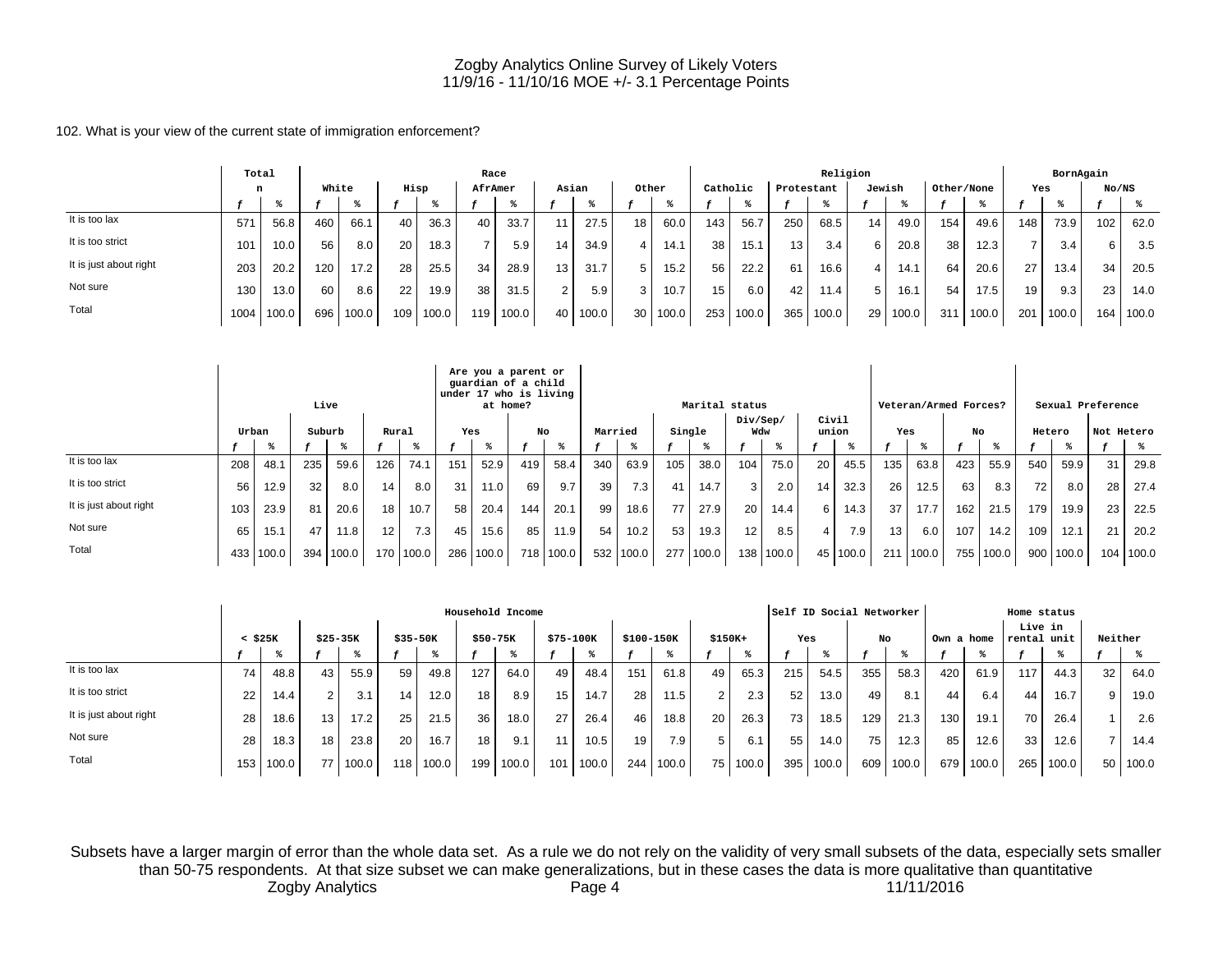Zogby Analytics Online Survey of Likely Voters
11/9/16 - 11/10/16 MOE +/- 3.1 Percentage Points

102. What is your view of the current state of immigration enforcement?

| | Total | | Race | | | | | | | | | | Religion | | | | | | | | BornAgain | | | |
|---|---|---|---|---|---|---|---|---|---|---|---|---|---|---|---|---|---|---|---|---|---|---|---|---|
| | n | | White | | Hisp | | AfrAmer | | Asian | | Other | | Catholic | | Protestant | | Jewish | | Other/None | | Yes | | No/NS | |
| | f | % | f | % | f | % | f | % | f | % | f | % | f | % | f | % | f | % | f | % | f | % | f | % |
| It is too lax | 571 | 56.8 | 460 | 66.1 | 40 | 36.3 | 40 | 33.7 | 11 | 27.5 | 18 | 60.0 | 143 | 56.7 | 250 | 68.5 | 14 | 49.0 | 154 | 49.6 | 148 | 73.9 | 102 | 62.0 |
| It is too strict | 101 | 10.0 | 56 | 8.0 | 20 | 18.3 | 7 | 5.9 | 14 | 34.9 | 4 | 14.1 | 38 | 15.1 | 13 | 3.4 | 6 | 20.8 | 38 | 12.3 | 7 | 3.4 | 6 | 3.5 |
| It is just about right | 203 | 20.2 | 120 | 17.2 | 28 | 25.5 | 34 | 28.9 | 13 | 31.7 | 5 | 15.2 | 56 | 22.2 | 61 | 16.6 | 4 | 14.1 | 64 | 20.6 | 27 | 13.4 | 34 | 20.5 |
| Not sure | 130 | 13.0 | 60 | 8.6 | 22 | 19.9 | 38 | 31.5 | 2 | 5.9 | 3 | 10.7 | 15 | 6.0 | 42 | 11.4 | 5 | 16.1 | 54 | 17.5 | 19 | 9.3 | 23 | 14.0 |
| Total | 1004 | 100.0 | 696 | 100.0 | 109 | 100.0 | 119 | 100.0 | 40 | 100.0 | 30 | 100.0 | 253 | 100.0 | 365 | 100.0 | 29 | 100.0 | 311 | 100.0 | 201 | 100.0 | 164 | 100.0 |

| | Live | | | | | | Are you a parent or guardian of a child under 17 who is living at home? | | | | Marital status | | | | | | | | Veteran/Armed Forces? | | | | Sexual Preference | | | |
|---|---|---|---|---|---|---|---|---|---|---|---|---|---|---|---|---|---|---|---|---|---|---|---|---|---|---|
| | Urban | | Suburb | | Rural | | Yes | | No | | Married | | Single | | Div/Sep/ Wdw | | Civil union | | Yes | | No | | Hetero | | Not Hetero | |
| | f | % | f | % | f | % | f | % | f | % | f | % | f | % | f | % | f | % | f | % | f | % | f | % | f | % |
| It is too lax | 208 | 48.1 | 235 | 59.6 | 126 | 74.1 | 151 | 52.9 | 419 | 58.4 | 340 | 63.9 | 105 | 38.0 | 104 | 75.0 | 20 | 45.5 | 135 | 63.8 | 423 | 55.9 | 540 | 59.9 | 31 | 29.8 |
| It is too strict | 56 | 12.9 | 32 | 8.0 | 14 | 8.0 | 31 | 11.0 | 69 | 9.7 | 39 | 7.3 | 41 | 14.7 | 3 | 2.0 | 14 | 32.3 | 26 | 12.5 | 63 | 8.3 | 72 | 8.0 | 28 | 27.4 |
| It is just about right | 103 | 23.9 | 81 | 20.6 | 18 | 10.7 | 58 | 20.4 | 144 | 20.1 | 99 | 18.6 | 77 | 27.9 | 20 | 14.4 | 6 | 14.3 | 37 | 17.7 | 162 | 21.5 | 179 | 19.9 | 23 | 22.5 |
| Not sure | 65 | 15.1 | 47 | 11.8 | 12 | 7.3 | 45 | 15.6 | 85 | 11.9 | 54 | 10.2 | 53 | 19.3 | 12 | 8.5 | 4 | 7.9 | 13 | 6.0 | 107 | 14.2 | 109 | 12.1 | 21 | 20.2 |
| Total | 433 | 100.0 | 394 | 100.0 | 170 | 100.0 | 286 | 100.0 | 718 | 100.0 | 532 | 100.0 | 277 | 100.0 | 138 | 100.0 | 45 | 100.0 | 211 | 100.0 | 755 | 100.0 | 900 | 100.0 | 104 | 100.0 |

| | Household Income | | | | | | | | | | | | | | Self ID Social Networker | | | | Home status | | | | | |
|---|---|---|---|---|---|---|---|---|---|---|---|---|---|---|---|---|---|---|---|---|---|---|---|---|
| | < $25K | | $25-35K | | $35-50K | | $50-75K | | $75-100K | | $100-150K | | $150K+ | | Yes | | No | | Own a home | | Live in rental unit | | Neither | |
| | f | % | f | % | f | % | f | % | f | % | f | % | f | % | f | % | f | % | f | % | f | % | f | % |
| It is too lax | 74 | 48.8 | 43 | 55.9 | 59 | 49.8 | 127 | 64.0 | 49 | 48.4 | 151 | 61.8 | 49 | 65.3 | 215 | 54.5 | 355 | 58.3 | 420 | 61.9 | 117 | 44.3 | 32 | 64.0 |
| It is too strict | 22 | 14.4 | 2 | 3.1 | 14 | 12.0 | 18 | 8.9 | 15 | 14.7 | 28 | 11.5 | 2 | 2.3 | 52 | 13.0 | 49 | 8.1 | 44 | 6.4 | 44 | 16.7 | 9 | 19.0 |
| It is just about right | 28 | 18.6 | 13 | 17.2 | 25 | 21.5 | 36 | 18.0 | 27 | 26.4 | 46 | 18.8 | 20 | 26.3 | 73 | 18.5 | 129 | 21.3 | 130 | 19.1 | 70 | 26.4 | 1 | 2.6 |
| Not sure | 28 | 18.3 | 18 | 23.8 | 20 | 16.7 | 18 | 9.1 | 11 | 10.5 | 19 | 7.9 | 5 | 6.1 | 55 | 14.0 | 75 | 12.3 | 85 | 12.6 | 33 | 12.6 | 7 | 14.4 |
| Total | 153 | 100.0 | 77 | 100.0 | 118 | 100.0 | 199 | 100.0 | 101 | 100.0 | 244 | 100.0 | 75 | 100.0 | 395 | 100.0 | 609 | 100.0 | 679 | 100.0 | 265 | 100.0 | 50 | 100.0 |

Subsets have a larger margin of error than the whole data set. As a rule we do not rely on the validity of very small subsets of the data, especially sets smaller than 50-75 respondents. At that size subset we can make generalizations, but in these cases the data is more qualitative than quantitative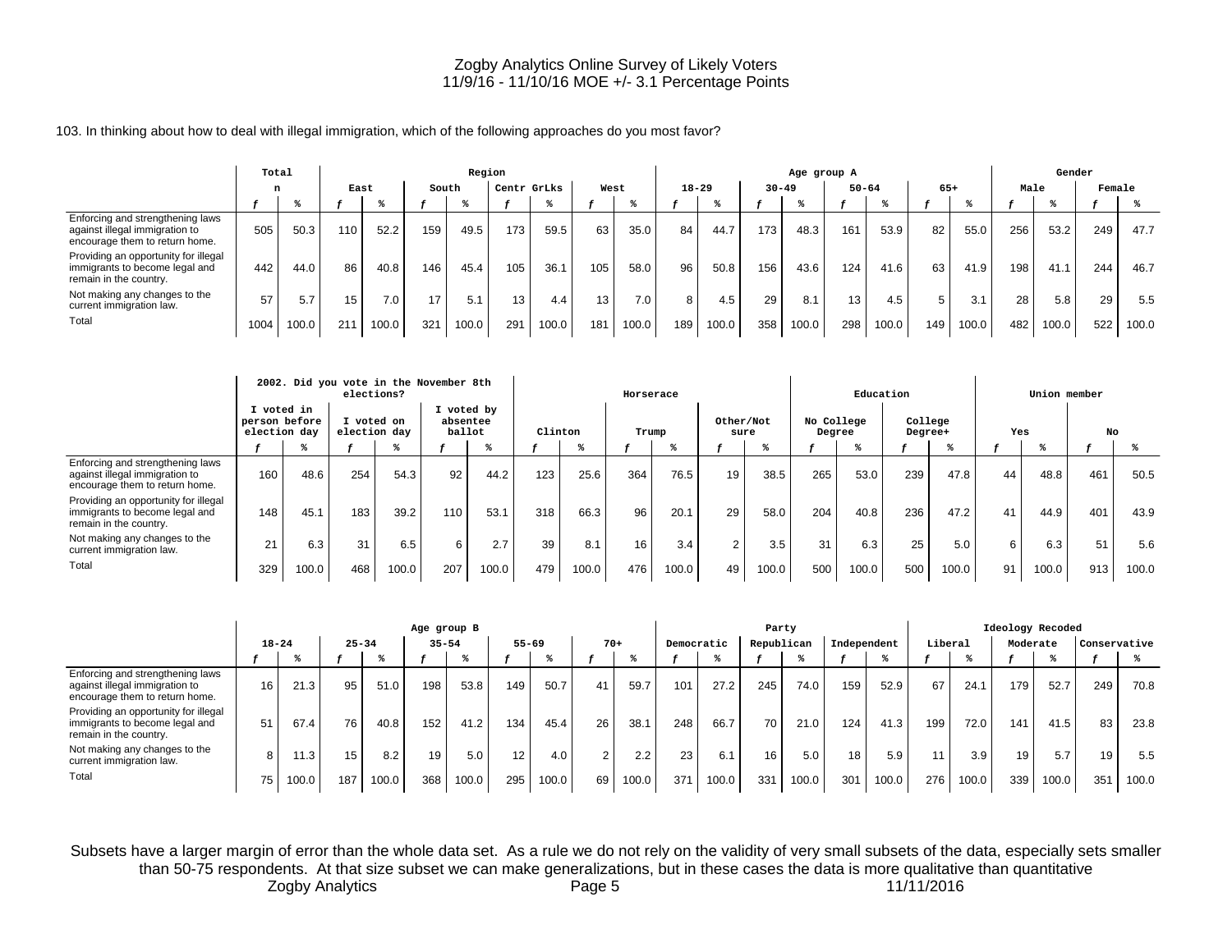Zogby Analytics Online Survey of Likely Voters
11/9/16 - 11/10/16 MOE +/- 3.1 Percentage Points

103. In thinking about how to deal with illegal immigration, which of the following approaches do you most favor?

| | Total | | Region | | | | | | | | Age group A | | | | | | | | Gender | | | |
|---|---|---|---|---|---|---|---|---|---|---|---|---|---|---|---|---|---|---|---|---|---|---|
| | n | | East | | South | | Centr GrLks | | West | | 18-29 | | 30-49 | | 50-64 | | 65+ | | Male | | Female | |
| | f | % | f | % | f | % | f | % | f | % | f | % | f | % | f | % | f | % | f | % | f | % |
| Enforcing and strengthening laws against illegal immigration to encourage them to return home. | 505 | 50.3 | 110 | 52.2 | 159 | 49.5 | 173 | 59.5 | 63 | 35.0 | 84 | 44.7 | 173 | 48.3 | 161 | 53.9 | 82 | 55.0 | 256 | 53.2 | 249 | 47.7 |
| Providing an opportunity for illegal immigrants to become legal and remain in the country. | 442 | 44.0 | 86 | 40.8 | 146 | 45.4 | 105 | 36.1 | 105 | 58.0 | 96 | 50.8 | 156 | 43.6 | 124 | 41.6 | 63 | 41.9 | 198 | 41.1 | 244 | 46.7 |
| Not making any changes to the current immigration law. | 57 | 5.7 | 15 | 7.0 | 17 | 5.1 | 13 | 4.4 | 13 | 7.0 | 8 | 4.5 | 29 | 8.1 | 13 | 4.5 | 5 | 3.1 | 28 | 5.8 | 29 | 5.5 |
| Total | 1004 | 100.0 | 211 | 100.0 | 321 | 100.0 | 291 | 100.0 | 181 | 100.0 | 189 | 100.0 | 358 | 100.0 | 298 | 100.0 | 149 | 100.0 | 482 | 100.0 | 522 | 100.0 |

| | 2002. Did you vote in the November 8th elections? | | | | | | Horserace | | | | | | Education | | | | Union member | | | |
|---|---|---|---|---|---|---|---|---|---|---|---|---|---|---|---|---|---|---|---|---|
| | I voted in person before election day | | I voted on election day | | I voted by absentee ballot | | Clinton | | Trump | | Other/Not sure | | No College Degree | | College Degree+ | | Yes | | No | |
| | f | % | f | % | f | % | f | % | f | % | f | % | f | % | f | % | f | % | f | % |
| Enforcing and strengthening laws against illegal immigration to encourage them to return home. | 160 | 48.6 | 254 | 54.3 | 92 | 44.2 | 123 | 25.6 | 364 | 76.5 | 19 | 38.5 | 265 | 53.0 | 239 | 47.8 | 44 | 48.8 | 461 | 50.5 |
| Providing an opportunity for illegal immigrants to become legal and remain in the country. | 148 | 45.1 | 183 | 39.2 | 110 | 53.1 | 318 | 66.3 | 96 | 20.1 | 29 | 58.0 | 204 | 40.8 | 236 | 47.2 | 41 | 44.9 | 401 | 43.9 |
| Not making any changes to the current immigration law. | 21 | 6.3 | 31 | 6.5 | 6 | 2.7 | 39 | 8.1 | 16 | 3.4 | 2 | 3.5 | 31 | 6.3 | 25 | 5.0 | 6 | 6.3 | 51 | 5.6 |
| Total | 329 | 100.0 | 468 | 100.0 | 207 | 100.0 | 479 | 100.0 | 476 | 100.0 | 49 | 100.0 | 500 | 100.0 | 500 | 100.0 | 91 | 100.0 | 913 | 100.0 |

| | Age group B | | | | | | | | | | Party | | | | | | Ideology Recoded | | | | | |
|---|---|---|---|---|---|---|---|---|---|---|---|---|---|---|---|---|---|---|---|---|---|---|
| | 18-24 | | 25-34 | | 35-54 | | 55-69 | | 70+ | | Democratic | | Republican | | Independent | | Liberal | | Moderate | | Conservative | |
| | f | % | f | % | f | % | f | % | f | % | f | % | f | % | f | % | f | % | f | % | f | % |
| Enforcing and strengthening laws against illegal immigration to encourage them to return home. | 16 | 21.3 | 95 | 51.0 | 198 | 53.8 | 149 | 50.7 | 41 | 59.7 | 101 | 27.2 | 245 | 74.0 | 159 | 52.9 | 67 | 24.1 | 179 | 52.7 | 249 | 70.8 |
| Providing an opportunity for illegal immigrants to become legal and remain in the country. | 51 | 67.4 | 76 | 40.8 | 152 | 41.2 | 134 | 45.4 | 26 | 38.1 | 248 | 66.7 | 70 | 21.0 | 124 | 41.3 | 199 | 72.0 | 141 | 41.5 | 83 | 23.8 |
| Not making any changes to the current immigration law. | 8 | 11.3 | 15 | 8.2 | 19 | 5.0 | 12 | 4.0 | 2 | 2.2 | 23 | 6.1 | 16 | 5.0 | 18 | 5.9 | 11 | 3.9 | 19 | 5.7 | 19 | 5.5 |
| Total | 75 | 100.0 | 187 | 100.0 | 368 | 100.0 | 295 | 100.0 | 69 | 100.0 | 371 | 100.0 | 331 | 100.0 | 301 | 100.0 | 276 | 100.0 | 339 | 100.0 | 351 | 100.0 |

Subsets have a larger margin of error than the whole data set. As a rule we do not rely on the validity of very small subsets of the data, especially sets smaller than 50-75 respondents. At that size subset we can make generalizations, but in these cases the data is more qualitative than quantitative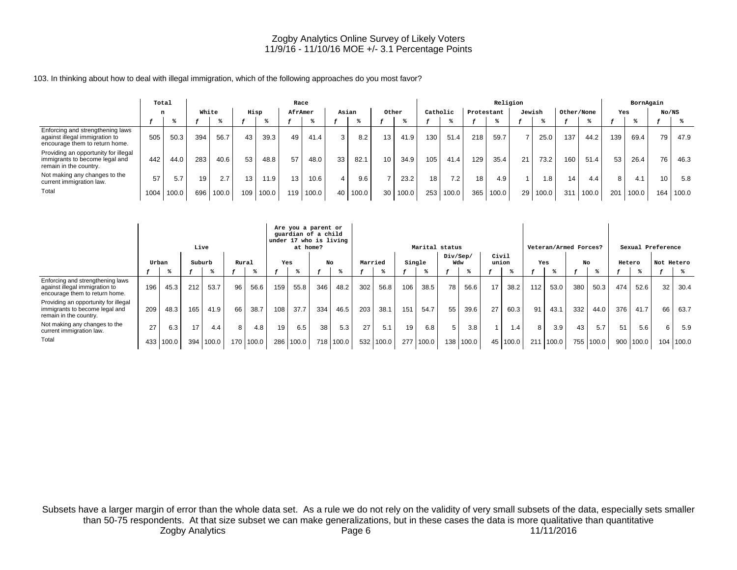Zogby Analytics Online Survey of Likely Voters
11/9/16 - 11/10/16 MOE +/- 3.1 Percentage Points

103. In thinking about how to deal with illegal immigration, which of the following approaches do you most favor?

| | Total | | Race | | | | | | | | | | Religion | | | | | | | | BornAgain | | | |
|---|---|---|---|---|---|---|---|---|---|---|---|---|---|---|---|---|---|---|---|---|---|---|---|---|
| | n | | White | | Hisp | | AfrAmer | | Asian | | Other | | Catholic | | Protestant | | Jewish | | Other/None | | Yes | | No/NS | |
| | f | % | f | % | f | % | f | % | f | % | f | % | f | % | f | % | f | % | f | % | f | % | f | % |
| Enforcing and strengthening laws against illegal immigration to encourage them to return home. | 505 | 50.3 | 394 | 56.7 | 43 | 39.3 | 49 | 41.4 | 3 | 8.2 | 13 | 41.9 | 130 | 51.4 | 218 | 59.7 | 7 | 25.0 | 137 | 44.2 | 139 | 69.4 | 79 | 47.9 |
| Providing an opportunity for illegal immigrants to become legal and remain in the country. | 442 | 44.0 | 283 | 40.6 | 53 | 48.8 | 57 | 48.0 | 33 | 82.1 | 10 | 34.9 | 105 | 41.4 | 129 | 35.4 | 21 | 73.2 | 160 | 51.4 | 53 | 26.4 | 76 | 46.3 |
| Not making any changes to the current immigration law. | 57 | 5.7 | 19 | 2.7 | 13 | 11.9 | 13 | 10.6 | 4 | 9.6 | 7 | 23.2 | 18 | 7.2 | 18 | 4.9 | 1 | 1.8 | 14 | 4.4 | 8 | 4.1 | 10 | 5.8 |
| Total | 1004 | 100.0 | 696 | 100.0 | 109 | 100.0 | 119 | 100.0 | 40 | 100.0 | 30 | 100.0 | 253 | 100.0 | 365 | 100.0 | 29 | 100.0 | 311 | 100.0 | 201 | 100.0 | 164 | 100.0 |

| | Live | | | | | | Are you a parent or guardian of a child under 17 who is living at home? | | | | Marital status | | | | | | | | Veteran/Armed Forces? | | | | Sexual Preference | | | |
|---|---|---|---|---|---|---|---|---|---|---|---|---|---|---|---|---|---|---|---|---|---|---|---|---|---|---|
| | Urban | | Suburb | | Rural | | Yes | | No | | Married | | Single | | Div/Sep/Wdw | | Civil union | | Yes | | No | | Hetero | | Not Hetero | |
| | f | % | f | % | f | % | f | % | f | % | f | % | f | % | f | % | f | % | f | % | f | % | f | % | f | % |
| Enforcing and strengthening laws against illegal immigration to encourage them to return home. | 196 | 45.3 | 212 | 53.7 | 96 | 56.6 | 159 | 55.8 | 346 | 48.2 | 302 | 56.8 | 106 | 38.5 | 78 | 56.6 | 17 | 38.2 | 112 | 53.0 | 380 | 50.3 | 474 | 52.6 | 32 | 30.4 |
| Providing an opportunity for illegal immigrants to become legal and remain in the country. | 209 | 48.3 | 165 | 41.9 | 66 | 38.7 | 108 | 37.7 | 334 | 46.5 | 203 | 38.1 | 151 | 54.7 | 55 | 39.6 | 27 | 60.3 | 91 | 43.1 | 332 | 44.0 | 376 | 41.7 | 66 | 63.7 |
| Not making any changes to the current immigration law. | 27 | 6.3 | 17 | 4.4 | 8 | 4.8 | 19 | 6.5 | 38 | 5.3 | 27 | 5.1 | 19 | 6.8 | 5 | 3.8 | 1 | 1.4 | 8 | 3.9 | 43 | 5.7 | 51 | 5.6 | 6 | 5.9 |
| Total | 433 | 100.0 | 394 | 100.0 | 170 | 100.0 | 286 | 100.0 | 718 | 100.0 | 532 | 100.0 | 277 | 100.0 | 138 | 100.0 | 45 | 100.0 | 211 | 100.0 | 755 | 100.0 | 900 | 100.0 | 104 | 100.0 |

Subsets have a larger margin of error than the whole data set. As a rule we do not rely on the validity of very small subsets of the data, especially sets smaller than 50-75 respondents. At that size subset we can make generalizations, but in these cases the data is more qualitative than quantitative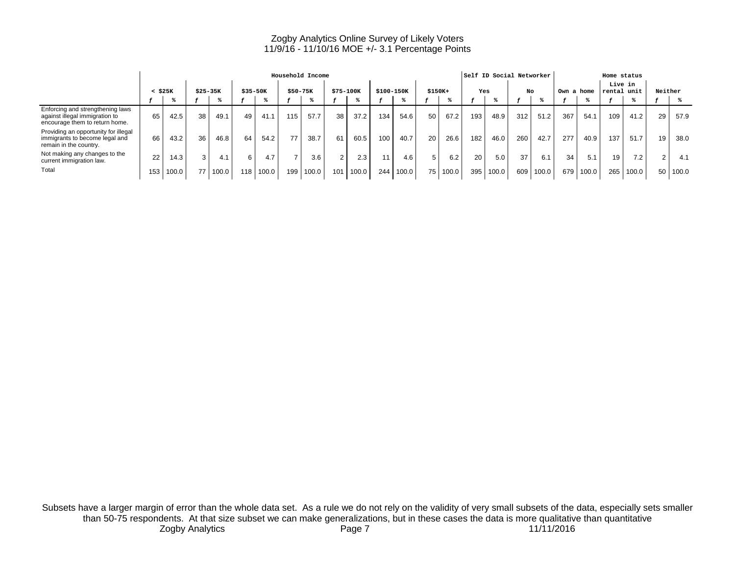Zogby Analytics Online Survey of Likely Voters
11/9/16 - 11/10/16 MOE +/- 3.1 Percentage Points

| | Household Income | | | | | | | | | | | | | | Self ID Social Networker | | | | Home status | | | | | |
|---|---|---|---|---|---|---|---|---|---|---|---|---|---|---|---|---|---|---|---|---|---|---|---|---|
| | < $25K | | $25-35K | | $35-50K | | $50-75K | | $75-100K | | $100-150K | | $150K+ | | Yes | | No | | Own a home | | Live in rental unit | | Neither | |
| | *f* | % | *f* | % | *f* | % | *f* | % | *f* | % | *f* | % | *f* | % | *f* | % | *f* | % | *f* | % | *f* | % | *f* | % |
| Enforcing and strengthening laws against illegal immigration to encourage them to return home. | 65 | 42.5 | 38 | 49.1 | 49 | 41.1 | 115 | 57.7 | 38 | 37.2 | 134 | 54.6 | 50 | 67.2 | 193 | 48.9 | 312 | 51.2 | 367 | 54.1 | 109 | 41.2 | 29 | 57.9 |
| Providing an opportunity for illegal immigrants to become legal and remain in the country. | 66 | 43.2 | 36 | 46.8 | 64 | 54.2 | 77 | 38.7 | 61 | 60.5 | 100 | 40.7 | 20 | 26.6 | 182 | 46.0 | 260 | 42.7 | 277 | 40.9 | 137 | 51.7 | 19 | 38.0 |
| Not making any changes to the current immigration law. | 22 | 14.3 | 3 | 4.1 | 6 | 4.7 | 7 | 3.6 | 2 | 2.3 | 11 | 4.6 | 5 | 6.2 | 20 | 5.0 | 37 | 6.1 | 34 | 5.1 | 19 | 7.2 | 2 | 4.1 |
| Total | 153 | 100.0 | 77 | 100.0 | 118 | 100.0 | 199 | 100.0 | 101 | 100.0 | 244 | 100.0 | 75 | 100.0 | 395 | 100.0 | 609 | 100.0 | 679 | 100.0 | 265 | 100.0 | 50 | 100.0 |

Subsets have a larger margin of error than the whole data set. As a rule we do not rely on the validity of very small subsets of the data, especially sets smaller than 50-75 respondents. At that size subset we can make generalizations, but in these cases the data is more qualitative than quantitative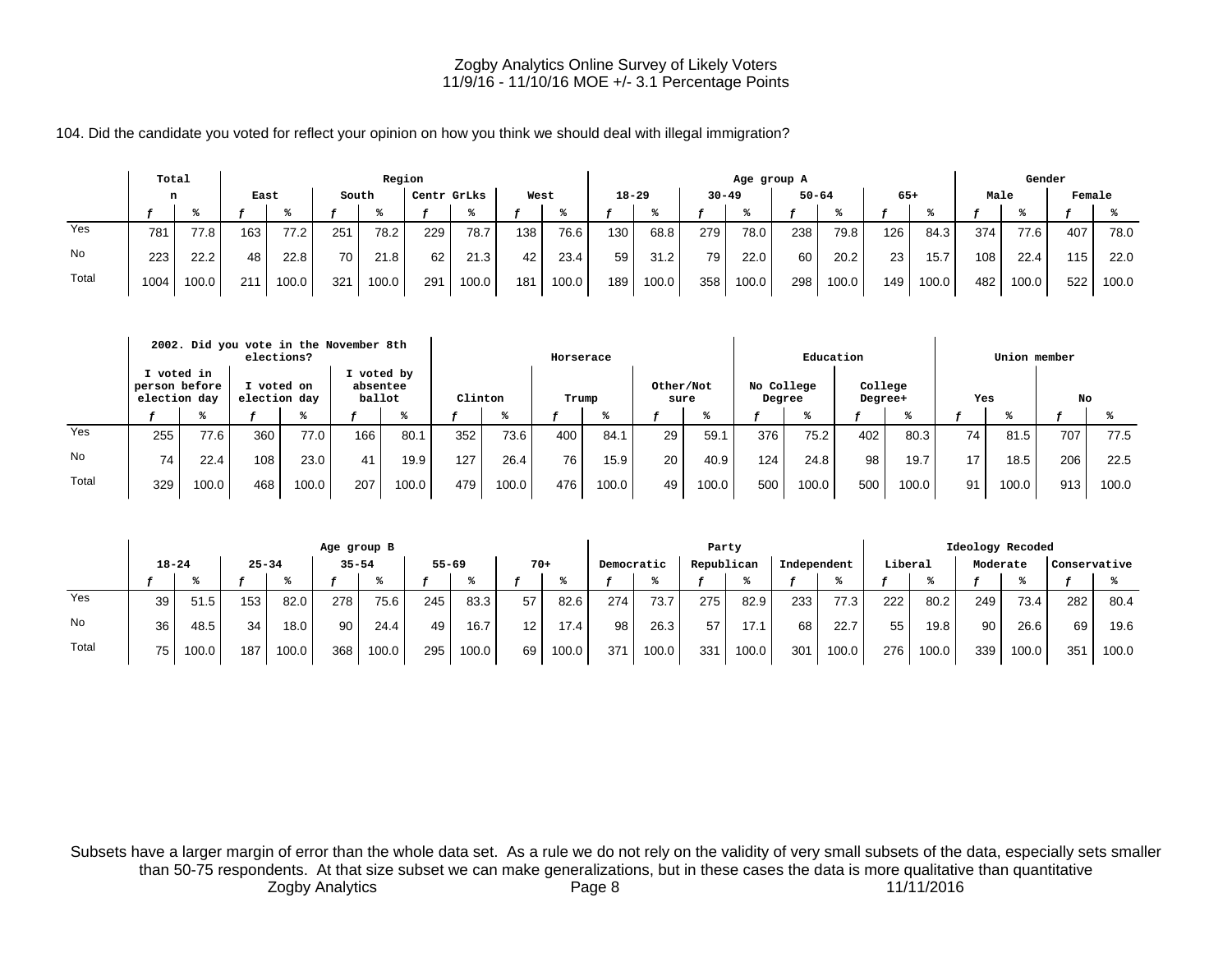Zogby Analytics Online Survey of Likely Voters
11/9/16 - 11/10/16 MOE +/- 3.1 Percentage Points

104. Did the candidate you voted for reflect your opinion on how you think we should deal with illegal immigration?

| | Total | | Region | | | | | | | | Age group A | | | | | | | | Gender | | | |
|---|---|---|---|---|---|---|---|---|---|---|---|---|---|---|---|---|---|---|---|---|---|---|
| | n | | East | | South | | Centr GrLks | | West | | 18-29 | | 30-49 | | 50-64 | | 65+ | | Male | | Female | |
| | f | % | f | % | f | % | f | % | f | % | f | % | f | % | f | % | f | % | f | % | f | % |
| Yes | 781 | 77.8 | 163 | 77.2 | 251 | 78.2 | 229 | 78.7 | 138 | 76.6 | 130 | 68.8 | 279 | 78.0 | 238 | 79.8 | 126 | 84.3 | 374 | 77.6 | 407 | 78.0 |
| No | 223 | 22.2 | 48 | 22.8 | 70 | 21.8 | 62 | 21.3 | 42 | 23.4 | 59 | 31.2 | 79 | 22.0 | 60 | 20.2 | 23 | 15.7 | 108 | 22.4 | 115 | 22.0 |
| Total | 1004 | 100.0 | 211 | 100.0 | 321 | 100.0 | 291 | 100.0 | 181 | 100.0 | 189 | 100.0 | 358 | 100.0 | 298 | 100.0 | 149 | 100.0 | 482 | 100.0 | 522 | 100.0 |

| | 2002. Did you vote in the November 8th elections? | | | | | | Horserace | | | | | | Education | | | | Union member | | | |
|---|---|---|---|---|---|---|---|---|---|---|---|---|---|---|---|---|---|---|---|---|
| | I voted in person before election day | | I voted on election day | | I voted by absentee ballot | | Clinton | | Trump | | Other/Not sure | | No College Degree | | College Degree+ | | Yes | | No | |
| | f | % | f | % | f | % | f | % | f | % | f | % | f | % | f | % | f | % | f | % |
| Yes | 255 | 77.6 | 360 | 77.0 | 166 | 80.1 | 352 | 73.6 | 400 | 84.1 | 29 | 59.1 | 376 | 75.2 | 402 | 80.3 | 74 | 81.5 | 707 | 77.5 |
| No | 74 | 22.4 | 108 | 23.0 | 41 | 19.9 | 127 | 26.4 | 76 | 15.9 | 20 | 40.9 | 124 | 24.8 | 98 | 19.7 | 17 | 18.5 | 206 | 22.5 |
| Total | 329 | 100.0 | 468 | 100.0 | 207 | 100.0 | 479 | 100.0 | 476 | 100.0 | 49 | 100.0 | 500 | 100.0 | 500 | 100.0 | 91 | 100.0 | 913 | 100.0 |

| | Age group B | | | | | | | | | | Party | | | | | | Ideology Recoded | | | | | |
|---|---|---|---|---|---|---|---|---|---|---|---|---|---|---|---|---|---|---|---|---|---|---|
| | 18-24 | | 25-34 | | 35-54 | | 55-69 | | 70+ | | Democratic | | Republican | | Independent | | Liberal | | Moderate | | Conservative | |
| | f | % | f | % | f | % | f | % | f | % | f | % | f | % | f | % | f | % | f | % | f | % |
| Yes | 39 | 51.5 | 153 | 82.0 | 278 | 75.6 | 245 | 83.3 | 57 | 82.6 | 274 | 73.7 | 275 | 82.9 | 233 | 77.3 | 222 | 80.2 | 249 | 73.4 | 282 | 80.4 |
| No | 36 | 48.5 | 34 | 18.0 | 90 | 24.4 | 49 | 16.7 | 12 | 17.4 | 98 | 26.3 | 57 | 17.1 | 68 | 22.7 | 55 | 19.8 | 90 | 26.6 | 69 | 19.6 |
| Total | 75 | 100.0 | 187 | 100.0 | 368 | 100.0 | 295 | 100.0 | 69 | 100.0 | 371 | 100.0 | 331 | 100.0 | 301 | 100.0 | 276 | 100.0 | 339 | 100.0 | 351 | 100.0 |

Subsets have a larger margin of error than the whole data set. As a rule we do not rely on the validity of very small subsets of the data, especially sets smaller than 50-75 respondents. At that size subset we can make generalizations, but in these cases the data is more qualitative than quantitative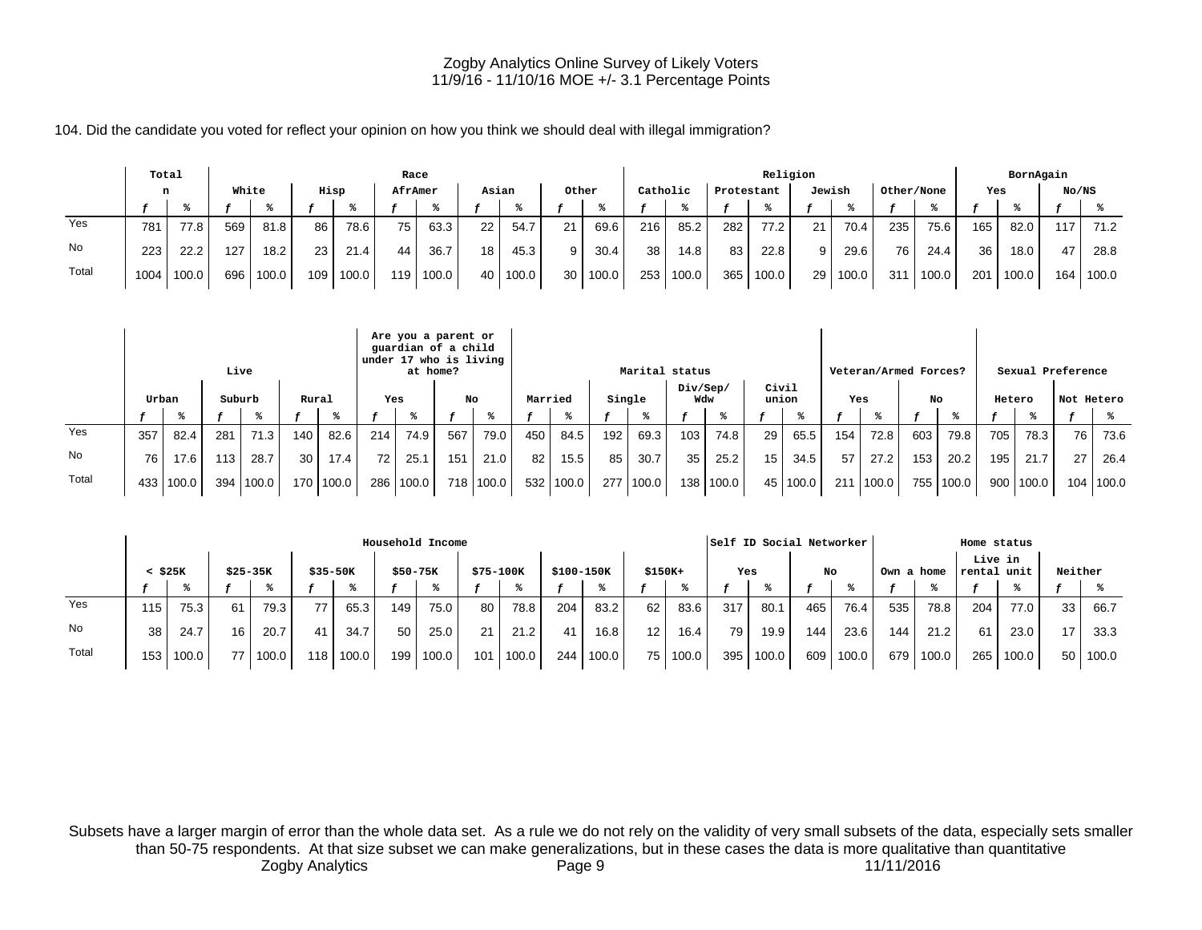104. Did the candidate you voted for reflect your opinion on how you think we should deal with illegal immigration?

| | Total | | Race | | | | | | | | | | Religion | | | | | | | | BornAgain | | | |
|---|---|---|---|---|---|---|---|---|---|---|---|---|---|---|---|---|---|---|---|---|---|---|---|---|
| | n | | White | | Hisp | | AfrAmer | | Asian | | Other | | Catholic | | Protestant | | Jewish | | Other/None | | Yes | | No/NS | |
| | f | % | f | % | f | % | f | % | f | % | f | % | f | % | f | % | f | % | f | % | f | % | f | % |
| Yes | 781 | 77.8 | 569 | 81.8 | 86 | 78.6 | 75 | 63.3 | 22 | 54.7 | 21 | 69.6 | 216 | 85.2 | 282 | 77.2 | 21 | 70.4 | 235 | 75.6 | 165 | 82.0 | 117 | 71.2 |
| No | 223 | 22.2 | 127 | 18.2 | 23 | 21.4 | 44 | 36.7 | 18 | 45.3 | 9 | 30.4 | 38 | 14.8 | 83 | 22.8 | 9 | 29.6 | 76 | 24.4 | 36 | 18.0 | 47 | 28.8 |
| Total | 1004 | 100.0 | 696 | 100.0 | 109 | 100.0 | 119 | 100.0 | 40 | 100.0 | 30 | 100.0 | 253 | 100.0 | 365 | 100.0 | 29 | 100.0 | 311 | 100.0 | 201 | 100.0 | 164 | 100.0 |

| | Live | | | | | | Are you a parent or guardian of a child under 17 who is living at home? | | | | Marital status | | | | | | | | Veteran/Armed Forces? | | | | Sexual Preference | | | |
|---|---|---|---|---|---|---|---|---|---|---|---|---|---|---|---|---|---|---|---|---|---|---|---|---|---|---|
| | Urban | | Suburb | | Rural | | Yes | | No | | Married | | Single | | Div/Sep/ Wdw | | Civil union | | Yes | | No | | Hetero | | Not Hetero | |
| | f | % | f | % | f | % | f | % | f | % | f | % | f | % | f | % | f | % | f | % | f | % | f | % | f | % |
| Yes | 357 | 82.4 | 281 | 71.3 | 140 | 82.6 | 214 | 74.9 | 567 | 79.0 | 450 | 84.5 | 192 | 69.3 | 103 | 74.8 | 29 | 65.5 | 154 | 72.8 | 603 | 79.8 | 705 | 78.3 | 76 | 73.6 |
| No | 76 | 17.6 | 113 | 28.7 | 30 | 17.4 | 72 | 25.1 | 151 | 21.0 | 82 | 15.5 | 85 | 30.7 | 35 | 25.2 | 15 | 34.5 | 57 | 27.2 | 153 | 20.2 | 195 | 21.7 | 27 | 26.4 |
| Total | 433 | 100.0 | 394 | 100.0 | 170 | 100.0 | 286 | 100.0 | 718 | 100.0 | 532 | 100.0 | 277 | 100.0 | 138 | 100.0 | 45 | 100.0 | 211 | 100.0 | 755 | 100.0 | 900 | 100.0 | 104 | 100.0 |

| | Household Income | | | | | | | | | | | | | | Self ID Social Networker | | | | Home status | | | | | |
|---|---|---|---|---|---|---|---|---|---|---|---|---|---|---|---|---|---|---|---|---|---|---|---|---|
| | < $25K | | $25-35K | | $35-50K | | $50-75K | | $75-100K | | $100-150K | | $150K+ | | Yes | | No | | Own a home | | Live in rental unit | | Neither | |
| | f | % | f | % | f | % | f | % | f | % | f | % | f | % | f | % | f | % | f | % | f | % | f | % |
| Yes | 115 | 75.3 | 61 | 79.3 | 77 | 65.3 | 149 | 75.0 | 80 | 78.8 | 204 | 83.2 | 62 | 83.6 | 317 | 80.1 | 465 | 76.4 | 535 | 78.8 | 204 | 77.0 | 33 | 66.7 |
| No | 38 | 24.7 | 16 | 20.7 | 41 | 34.7 | 50 | 25.0 | 21 | 21.2 | 41 | 16.8 | 12 | 16.4 | 79 | 19.9 | 144 | 23.6 | 144 | 21.2 | 61 | 23.0 | 17 | 33.3 |
| Total | 153 | 100.0 | 77 | 100.0 | 118 | 100.0 | 199 | 100.0 | 101 | 100.0 | 244 | 100.0 | 75 | 100.0 | 395 | 100.0 | 609 | 100.0 | 679 | 100.0 | 265 | 100.0 | 50 | 100.0 |

Subsets have a larger margin of error than the whole data set. As a rule we do not rely on the validity of very small subsets of the data, especially sets smaller than 50-75 respondents. At that size subset we can make generalizations, but in these cases the data is more qualitative than quantitative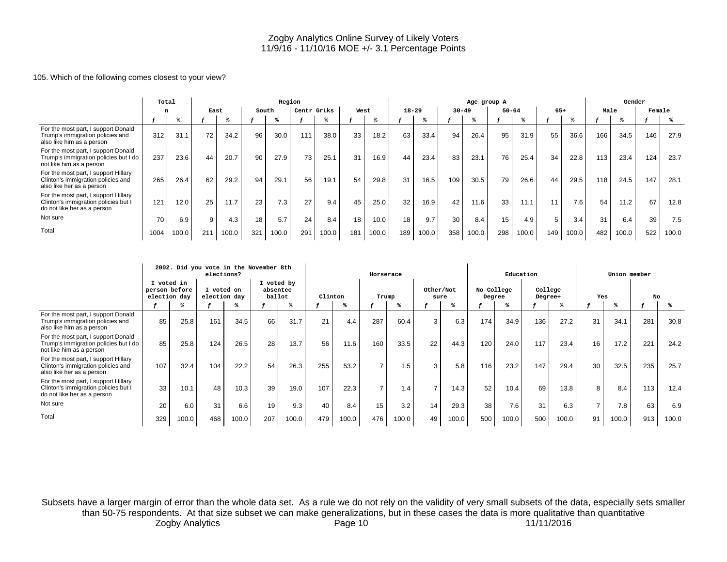Zogby Analytics Online Survey of Likely Voters
11/9/16 - 11/10/16 MOE +/- 3.1 Percentage Points

105. Which of the following comes closest to your view?

| | Total | | Region | | | | | | | | Age group A | | | | | | | | Gender | | | |
|---|---|---|---|---|---|---|---|---|---|---|---|---|---|---|---|---|---|---|---|---|---|---|
| | n | | East | | South | | Centr GrLks | | West | | 18-29 | | 30-49 | | 50-64 | | 65+ | | Male | | Female | |
| | f | % | f | % | f | % | f | % | f | % | f | % | f | % | f | % | f | % | f | % | f | % |
| For the most part, I support Donald Trump's immigration policies and also like him as a person | 312 | 31.1 | 72 | 34.2 | 96 | 30.0 | 111 | 38.0 | 33 | 18.2 | 63 | 33.4 | 94 | 26.4 | 95 | 31.9 | 55 | 36.6 | 166 | 34.5 | 146 | 27.9 |
| For the most part, I support Donald Trump's immigration policies but I do not like him as a person | 237 | 23.6 | 44 | 20.7 | 90 | 27.9 | 73 | 25.1 | 31 | 16.9 | 44 | 23.4 | 83 | 23.1 | 76 | 25.4 | 34 | 22.8 | 113 | 23.4 | 124 | 23.7 |
| For the most part, I support Hillary Clinton's immigration policies and also like her as a person | 265 | 26.4 | 62 | 29.2 | 94 | 29.1 | 56 | 19.1 | 54 | 29.8 | 31 | 16.5 | 109 | 30.5 | 79 | 26.6 | 44 | 29.5 | 118 | 24.5 | 147 | 28.1 |
| For the most part, I support Hillary Clinton's immigration policies but I do not like her as a person | 121 | 12.0 | 25 | 11.7 | 23 | 7.3 | 27 | 9.4 | 45 | 25.0 | 32 | 16.9 | 42 | 11.6 | 33 | 11.1 | 11 | 7.6 | 54 | 11.2 | 67 | 12.8 |
| Not sure | 70 | 6.9 | 9 | 4.3 | 18 | 5.7 | 24 | 8.4 | 18 | 10.0 | 18 | 9.7 | 30 | 8.4 | 15 | 4.9 | 5 | 3.4 | 31 | 6.4 | 39 | 7.5 |
| Total | 1004 | 100.0 | 211 | 100.0 | 321 | 100.0 | 291 | 100.0 | 181 | 100.0 | 189 | 100.0 | 358 | 100.0 | 298 | 100.0 | 149 | 100.0 | 482 | 100.0 | 522 | 100.0 |

| | 2002. Did you vote in the November 8th elections? | | | | | | Horserace | | | | | | Education | | | | Union member | | | |
|---|---|---|---|---|---|---|---|---|---|---|---|---|---|---|---|---|---|---|---|---|
| | I voted in person before election day | | I voted on election day | | I voted by absentee ballot | | Clinton | | Trump | | Other/Not sure | | No College Degree | | College Degree+ | | Yes | | No | |
| | f | % | f | % | f | % | f | % | f | % | f | % | f | % | f | % | f | % | f | % |
| For the most part, I support Donald Trump's immigration policies and also like him as a person | 85 | 25.8 | 161 | 34.5 | 66 | 31.7 | 21 | 4.4 | 287 | 60.4 | 3 | 6.3 | 174 | 34.9 | 136 | 27.2 | 31 | 34.1 | 281 | 30.8 |
| For the most part, I support Donald Trump's immigration policies but I do not like him as a person | 85 | 25.8 | 124 | 26.5 | 28 | 13.7 | 56 | 11.6 | 160 | 33.5 | 22 | 44.3 | 120 | 24.0 | 117 | 23.4 | 16 | 17.2 | 221 | 24.2 |
| For the most part, I support Hillary Clinton's immigration policies and also like her as a person | 107 | 32.4 | 104 | 22.2 | 54 | 26.3 | 255 | 53.2 | 7 | 1.5 | 3 | 5.8 | 116 | 23.2 | 147 | 29.4 | 30 | 32.5 | 235 | 25.7 |
| For the most part, I support Hillary Clinton's immigration policies but I do not like her as a person | 33 | 10.1 | 48 | 10.3 | 39 | 19.0 | 107 | 22.3 | 7 | 1.4 | 7 | 14.3 | 52 | 10.4 | 69 | 13.8 | 8 | 8.4 | 113 | 12.4 |
| Not sure | 20 | 6.0 | 31 | 6.6 | 19 | 9.3 | 40 | 8.4 | 15 | 3.2 | 14 | 29.3 | 38 | 7.6 | 31 | 6.3 | 7 | 7.8 | 63 | 6.9 |
| Total | 329 | 100.0 | 468 | 100.0 | 207 | 100.0 | 479 | 100.0 | 476 | 100.0 | 49 | 100.0 | 500 | 100.0 | 500 | 100.0 | 91 | 100.0 | 913 | 100.0 |

Subsets have a larger margin of error than the whole data set. As a rule we do not rely on the validity of very small subsets of the data, especially sets smaller than 50-75 respondents. At that size subset we can make generalizations, but in these cases the data is more qualitative than quantitative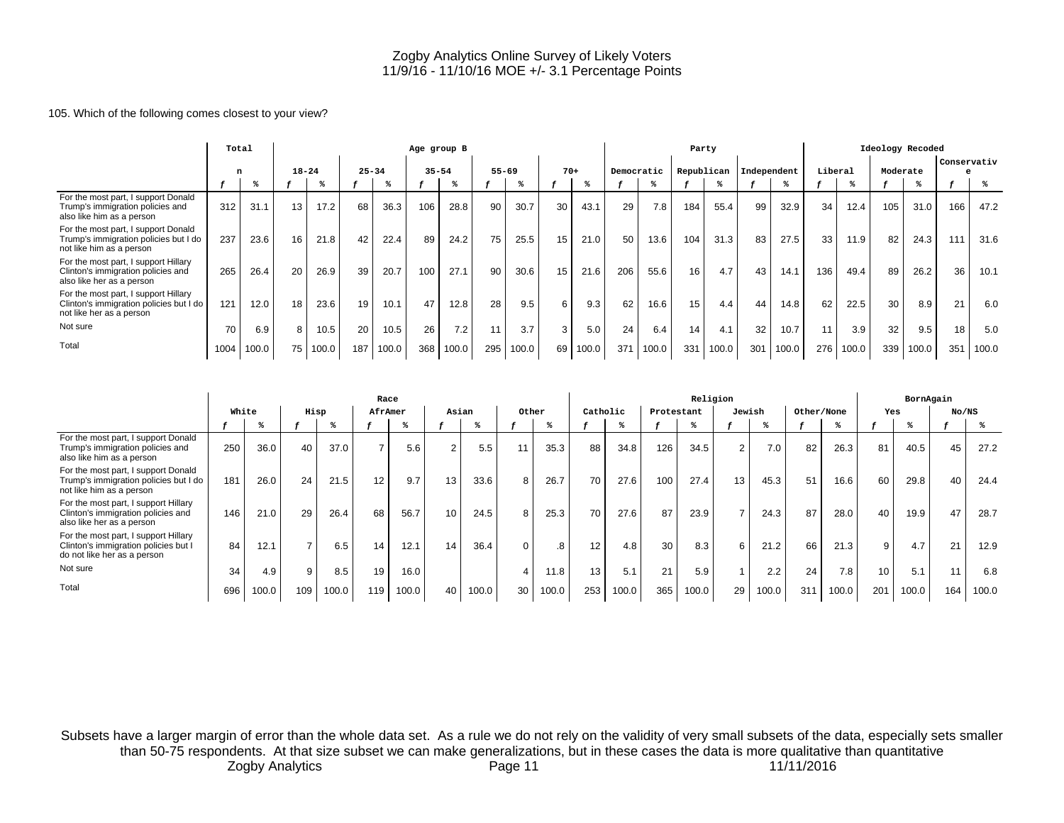Zogby Analytics Online Survey of Likely Voters
11/9/16 - 11/10/16 MOE +/- 3.1 Percentage Points

105. Which of the following comes closest to your view?

| | Total | | Age group B | | | | | | | | | | Party | | | | | | Ideology Recoded | | | | | |
|---|---|---|---|---|---|---|---|---|---|---|---|---|---|---|---|---|---|---|---|---|---|---|---|---|
| | n | | 18-24 | | 25-34 | | 35-54 | | 55-69 | | 70+ | | Democratic | | Republican | | Independent | | Liberal | | Moderate | | Conservative | |
| | f | % | f | % | f | % | f | % | f | % | f | % | f | % | f | % | f | % | f | % | f | % | f | % |
| For the most part, I support Donald Trump's immigration policies and also like him as a person | 312 | 31.1 | 13 | 17.2 | 68 | 36.3 | 106 | 28.8 | 90 | 30.7 | 30 | 43.1 | 29 | 7.8 | 184 | 55.4 | 99 | 32.9 | 34 | 12.4 | 105 | 31.0 | 166 | 47.2 |
| For the most part, I support Donald Trump's immigration policies but I do not like him as a person | 237 | 23.6 | 16 | 21.8 | 42 | 22.4 | 89 | 24.2 | 75 | 25.5 | 15 | 21.0 | 50 | 13.6 | 104 | 31.3 | 83 | 27.5 | 33 | 11.9 | 82 | 24.3 | 111 | 31.6 |
| For the most part, I support Hillary Clinton's immigration policies and also like her as a person | 265 | 26.4 | 20 | 26.9 | 39 | 20.7 | 100 | 27.1 | 90 | 30.6 | 15 | 21.6 | 206 | 55.6 | 16 | 4.7 | 43 | 14.1 | 136 | 49.4 | 89 | 26.2 | 36 | 10.1 |
| For the most part, I support Hillary Clinton's immigration policies but I do not like her as a person | 121 | 12.0 | 18 | 23.6 | 19 | 10.1 | 47 | 12.8 | 28 | 9.5 | 6 | 9.3 | 62 | 16.6 | 15 | 4.4 | 44 | 14.8 | 62 | 22.5 | 30 | 8.9 | 21 | 6.0 |
| Not sure | 70 | 6.9 | 8 | 10.5 | 20 | 10.5 | 26 | 7.2 | 11 | 3.7 | 3 | 5.0 | 24 | 6.4 | 14 | 4.1 | 32 | 10.7 | 11 | 3.9 | 32 | 9.5 | 18 | 5.0 |
| Total | 1004 | 100.0 | 75 | 100.0 | 187 | 100.0 | 368 | 100.0 | 295 | 100.0 | 69 | 100.0 | 371 | 100.0 | 331 | 100.0 | 301 | 100.0 | 276 | 100.0 | 339 | 100.0 | 351 | 100.0 |

| | Race | | | | | | | | | | Religion | | | | | | | | BornAgain | | | |
|---|---|---|---|---|---|---|---|---|---|---|---|---|---|---|---|---|---|---|---|---|---|---|
| | White | | Hisp | | AfrAmer | | Asian | | Other | | Catholic | | Protestant | | Jewish | | Other/None | | Yes | | No/NS | |
| | f | % | f | % | f | % | f | % | f | % | f | % | f | % | f | % | f | % | f | % | f | % |
| For the most part, I support Donald Trump's immigration policies and also like him as a person | 250 | 36.0 | 40 | 37.0 | 7 | 5.6 | 2 | 5.5 | 11 | 35.3 | 88 | 34.8 | 126 | 34.5 | 2 | 7.0 | 82 | 26.3 | 81 | 40.5 | 45 | 27.2 |
| For the most part, I support Donald Trump's immigration policies but I do not like him as a person | 181 | 26.0 | 24 | 21.5 | 12 | 9.7 | 13 | 33.6 | 8 | 26.7 | 70 | 27.6 | 100 | 27.4 | 13 | 45.3 | 51 | 16.6 | 60 | 29.8 | 40 | 24.4 |
| For the most part, I support Hillary Clinton's immigration policies and also like her as a person | 146 | 21.0 | 29 | 26.4 | 68 | 56.7 | 10 | 24.5 | 8 | 25.3 | 70 | 27.6 | 87 | 23.9 | 7 | 24.3 | 87 | 28.0 | 40 | 19.9 | 47 | 28.7 |
| For the most part, I support Hillary Clinton's immigration policies but I do not like her as a person | 84 | 12.1 | 7 | 6.5 | 14 | 12.1 | 14 | 36.4 | 0 | .8 | 12 | 4.8 | 30 | 8.3 | 6 | 21.2 | 66 | 21.3 | 9 | 4.7 | 21 | 12.9 |
| Not sure | 34 | 4.9 | 9 | 8.5 | 19 | 16.0 | | | 4 | 11.8 | 13 | 5.1 | 21 | 5.9 | 1 | 2.2 | 24 | 7.8 | 10 | 5.1 | 11 | 6.8 |
| Total | 696 | 100.0 | 109 | 100.0 | 119 | 100.0 | 40 | 100.0 | 30 | 100.0 | 253 | 100.0 | 365 | 100.0 | 29 | 100.0 | 311 | 100.0 | 201 | 100.0 | 164 | 100.0 |

Subsets have a larger margin of error than the whole data set. As a rule we do not rely on the validity of very small subsets of the data, especially sets smaller than 50-75 respondents. At that size subset we can make generalizations, but in these cases the data is more qualitative than quantitative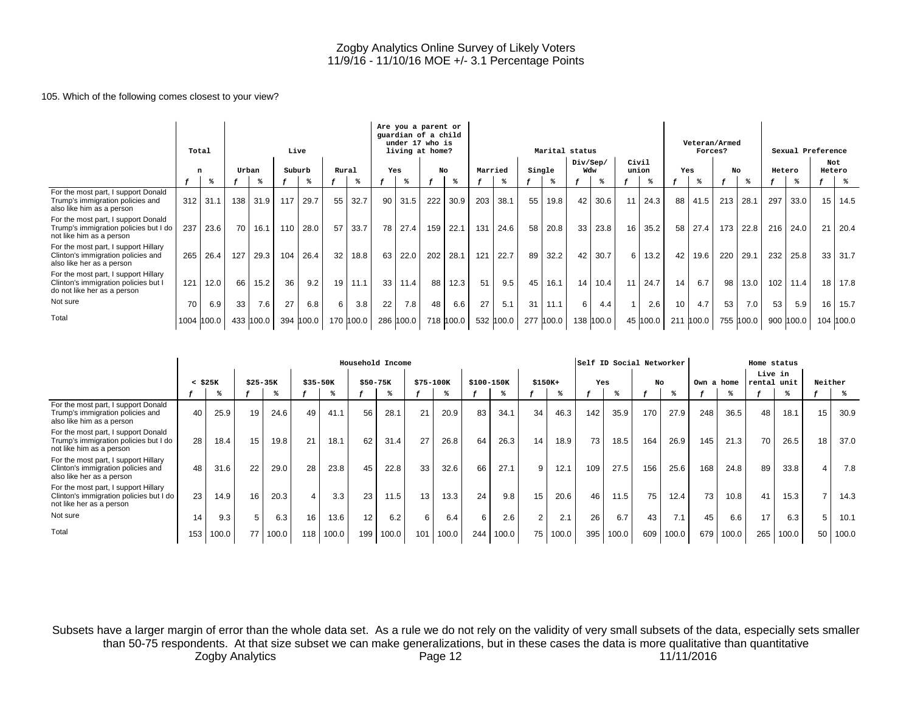Zogby Analytics Online Survey of Likely Voters
11/9/16 - 11/10/16 MOE +/- 3.1 Percentage Points

105. Which of the following comes closest to your view?

| | Total | | Live | | | | | | Are you a parent or guardian of a child under 17 who is living at home? | | | | Marital status | | | | | | | | Veteran/Armed Forces? | | | | Sexual Preference | | | |
|---|---|---|---|---|---|---|---|---|---|---|---|---|---|---|---|---|---|---|---|---|---|---|---|---|---|---|---|---|
| | n | | Urban | | Suburb | | Rural | | Yes | | No | | Married | | Single | | Div/Sep/Wdw | | Civil union | | Yes | | No | | Hetero | | Not Hetero | |
| | f | % | f | % | f | % | f | % | f | % | f | % | f | % | f | % | f | % | f | % | f | % | f | % | f | % | f | % |
| For the most part, I support Donald Trump's immigration policies and also like him as a person | 312 | 31.1 | 138 | 31.9 | 117 | 29.7 | 55 | 32.7 | 90 | 31.5 | 222 | 30.9 | 203 | 38.1 | 55 | 19.8 | 42 | 30.6 | 11 | 24.3 | 88 | 41.5 | 213 | 28.1 | 297 | 33.0 | 15 | 14.5 |
| For the most part, I support Donald Trump's immigration policies but I do not like him as a person | 237 | 23.6 | 70 | 16.1 | 110 | 28.0 | 57 | 33.7 | 78 | 27.4 | 159 | 22.1 | 131 | 24.6 | 58 | 20.8 | 33 | 23.8 | 16 | 35.2 | 58 | 27.4 | 173 | 22.8 | 216 | 24.0 | 21 | 20.4 |
| For the most part, I support Hillary Clinton's immigration policies and also like her as a person | 265 | 26.4 | 127 | 29.3 | 104 | 26.4 | 32 | 18.8 | 63 | 22.0 | 202 | 28.1 | 121 | 22.7 | 89 | 32.2 | 42 | 30.7 | 6 | 13.2 | 42 | 19.6 | 220 | 29.1 | 232 | 25.8 | 33 | 31.7 |
| For the most part, I support Hillary Clinton's immigration policies but I do not like her as a person | 121 | 12.0 | 66 | 15.2 | 36 | 9.2 | 19 | 11.1 | 33 | 11.4 | 88 | 12.3 | 51 | 9.5 | 45 | 16.1 | 14 | 10.4 | 11 | 24.7 | 14 | 6.7 | 98 | 13.0 | 102 | 11.4 | 18 | 17.8 |
| Not sure | 70 | 6.9 | 33 | 7.6 | 27 | 6.8 | 6 | 3.8 | 22 | 7.8 | 48 | 6.6 | 27 | 5.1 | 31 | 11.1 | 6 | 4.4 | 1 | 2.6 | 10 | 4.7 | 53 | 7.0 | 53 | 5.9 | 16 | 15.7 |
| Total | 1004 | 100.0 | 433 | 100.0 | 394 | 100.0 | 170 | 100.0 | 286 | 100.0 | 718 | 100.0 | 532 | 100.0 | 277 | 100.0 | 138 | 100.0 | 45 | 100.0 | 211 | 100.0 | 755 | 100.0 | 900 | 100.0 | 104 | 100.0 |

| | Household Income | | | | | | | | | | | | | | Self ID Social Networker | | | | Home status | | | | | |
|---|---|---|---|---|---|---|---|---|---|---|---|---|---|---|---|---|---|---|---|---|---|---|---|---|
| | < $25K | | $25-35K | | $35-50K | | $50-75K | | $75-100K | | $100-150K | | $150K+ | | Yes | | No | | Own a home | | Live in rental unit | | Neither | |
| | f | % | f | % | f | % | f | % | f | % | f | % | f | % | f | % | f | % | f | % | f | % | f | % |
| For the most part, I support Donald Trump's immigration policies and also like him as a person | 40 | 25.9 | 19 | 24.6 | 49 | 41.1 | 56 | 28.1 | 21 | 20.9 | 83 | 34.1 | 34 | 46.3 | 142 | 35.9 | 170 | 27.9 | 248 | 36.5 | 48 | 18.1 | 15 | 30.9 |
| For the most part, I support Donald Trump's immigration policies but I do not like him as a person | 28 | 18.4 | 15 | 19.8 | 21 | 18.1 | 62 | 31.4 | 27 | 26.8 | 64 | 26.3 | 14 | 18.9 | 73 | 18.5 | 164 | 26.9 | 145 | 21.3 | 70 | 26.5 | 18 | 37.0 |
| For the most part, I support Hillary Clinton's immigration policies and also like her as a person | 48 | 31.6 | 22 | 29.0 | 28 | 23.8 | 45 | 22.8 | 33 | 32.6 | 66 | 27.1 | 9 | 12.1 | 109 | 27.5 | 156 | 25.6 | 168 | 24.8 | 89 | 33.8 | 4 | 7.8 |
| For the most part, I support Hillary Clinton's immigration policies but I do not like her as a person | 23 | 14.9 | 16 | 20.3 | 4 | 3.3 | 23 | 11.5 | 13 | 13.3 | 24 | 9.8 | 15 | 20.6 | 46 | 11.5 | 75 | 12.4 | 73 | 10.8 | 41 | 15.3 | 7 | 14.3 |
| Not sure | 14 | 9.3 | 5 | 6.3 | 16 | 13.6 | 12 | 6.2 | 6 | 6.4 | 6 | 2.6 | 2 | 2.1 | 26 | 6.7 | 43 | 7.1 | 45 | 6.6 | 17 | 6.3 | 5 | 10.1 |
| Total | 153 | 100.0 | 77 | 100.0 | 118 | 100.0 | 199 | 100.0 | 101 | 100.0 | 244 | 100.0 | 75 | 100.0 | 395 | 100.0 | 609 | 100.0 | 679 | 100.0 | 265 | 100.0 | 50 | 100.0 |

Subsets have a larger margin of error than the whole data set. As a rule we do not rely on the validity of very small subsets of the data, especially sets smaller than 50-75 respondents. At that size subset we can make generalizations, but in these cases the data is more qualitative than quantitative